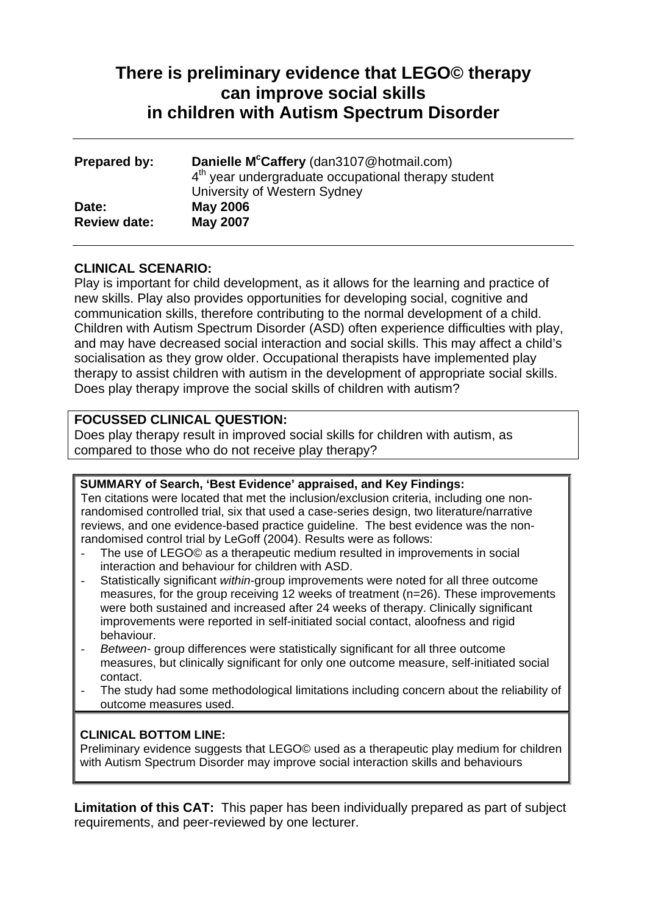# There is preliminary evidence that LEGO© therapy can improve social skills in children with Autism Spectrum Disorder

| | |
|---|---|
| **Prepared by:** | **Danielle McCaffery** (dan3107@hotmail.com) 4th year undergraduate occupational therapy student University of Western Sydney |
| **Date:** | **May 2006** |
| **Review date:** | **May 2007** |

**CLINICAL SCENARIO:**

Play is important for child development, as it allows for the learning and practice of new skills. Play also provides opportunities for developing social, cognitive and communication skills, therefore contributing to the normal development of a child. Children with Autism Spectrum Disorder (ASD) often experience difficulties with play, and may have decreased social interaction and social skills. This may affect a child's socialisation as they grow older. Occupational therapists have implemented play therapy to assist children with autism in the development of appropriate social skills. Does play therapy improve the social skills of children with autism?

**FOCUSSED CLINICAL QUESTION:**

Does play therapy result in improved social skills for children with autism, as compared to those who do not receive play therapy?

**SUMMARY of Search, 'Best Evidence' appraised, and Key Findings:**

Ten citations were located that met the inclusion/exclusion criteria, including one non-randomised controlled trial, six that used a case-series design, two literature/narrative reviews, and one evidence-based practice guideline. The best evidence was the non-randomised control trial by LeGoff (2004). Results were as follows:

- The use of LEGO© as a therapeutic medium resulted in improvements in social interaction and behaviour for children with ASD.
- Statistically significant *within*-group improvements were noted for all three outcome measures, for the group receiving 12 weeks of treatment (n=26). These improvements were both sustained and increased after 24 weeks of therapy. Clinically significant improvements were reported in self-initiated social contact, aloofness and rigid behaviour.
- *Between*- group differences were statistically significant for all three outcome measures, but clinically significant for only one outcome measure, self-initiated social contact.
- The study had some methodological limitations including concern about the reliability of outcome measures used.

**CLINICAL BOTTOM LINE:**

Preliminary evidence suggests that LEGO© used as a therapeutic play medium for children with Autism Spectrum Disorder may improve social interaction skills and behaviours

**Limitation of this CAT:** This paper has been individually prepared as part of subject requirements, and peer-reviewed by one lecturer.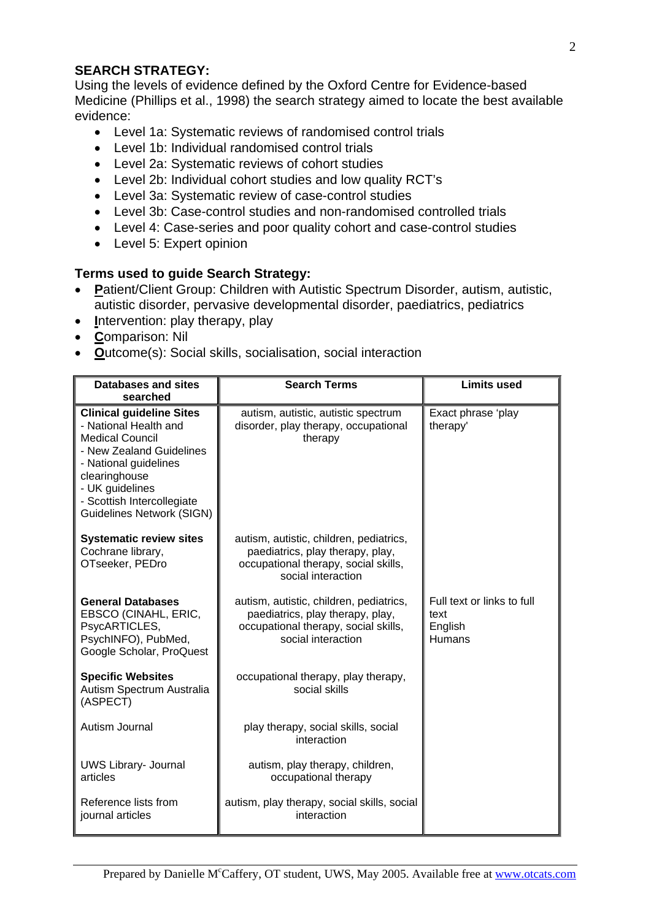**SEARCH STRATEGY:**

Using the levels of evidence defined by the Oxford Centre for Evidence-based Medicine (Phillips et al., 1998) the search strategy aimed to locate the best available evidence:

- Level 1a: Systematic reviews of randomised control trials
- Level 1b: Individual randomised control trials
- Level 2a: Systematic reviews of cohort studies
- Level 2b: Individual cohort studies and low quality RCT's
- Level 3a: Systematic review of case-control studies
- Level 3b: Case-control studies and non-randomised controlled trials
- Level 4: Case-series and poor quality cohort and case-control studies
- Level 5: Expert opinion

**Terms used to guide Search Strategy:**

- **P**atient/Client Group: Children with Autistic Spectrum Disorder, autism, autistic, autistic disorder, pervasive developmental disorder, paediatrics, pediatrics
- **I**ntervention: play therapy, play
- **C**omparison: Nil
- **O**utcome(s): Social skills, socialisation, social interaction

| Databases and sites searched | Search Terms | Limits used |
|---|---|---|
| **Clinical guideline Sites**<br>- National Health and Medical Council<br>- New Zealand Guidelines<br>- National guidelines clearinghouse<br>- UK guidelines<br>- Scottish Intercollegiate Guidelines Network (SIGN) | autism, autistic, autistic spectrum disorder, play therapy, occupational therapy | Exact phrase 'play therapy' |
| **Systematic review sites**<br>Cochrane library, OTseeker, PEDro | autism, autistic, children, pediatrics, paediatrics, play therapy, play, occupational therapy, social skills, social interaction | |
| **General Databases**<br>EBSCO (CINAHL, ERIC, PsycARTICLES, PsychINFO), PubMed, Google Scholar, ProQuest | autism, autistic, children, pediatrics, paediatrics, play therapy, play, occupational therapy, social skills, social interaction | Full text or links to full text<br>English<br>Humans |
| **Specific Websites**<br>Autism Spectrum Australia (ASPECT) | occupational therapy, play therapy, social skills | |
| Autism Journal | play therapy, social skills, social interaction | |
| UWS Library- Journal articles | autism, play therapy, children, occupational therapy | |
| Reference lists from journal articles | autism, play therapy, social skills, social interaction | |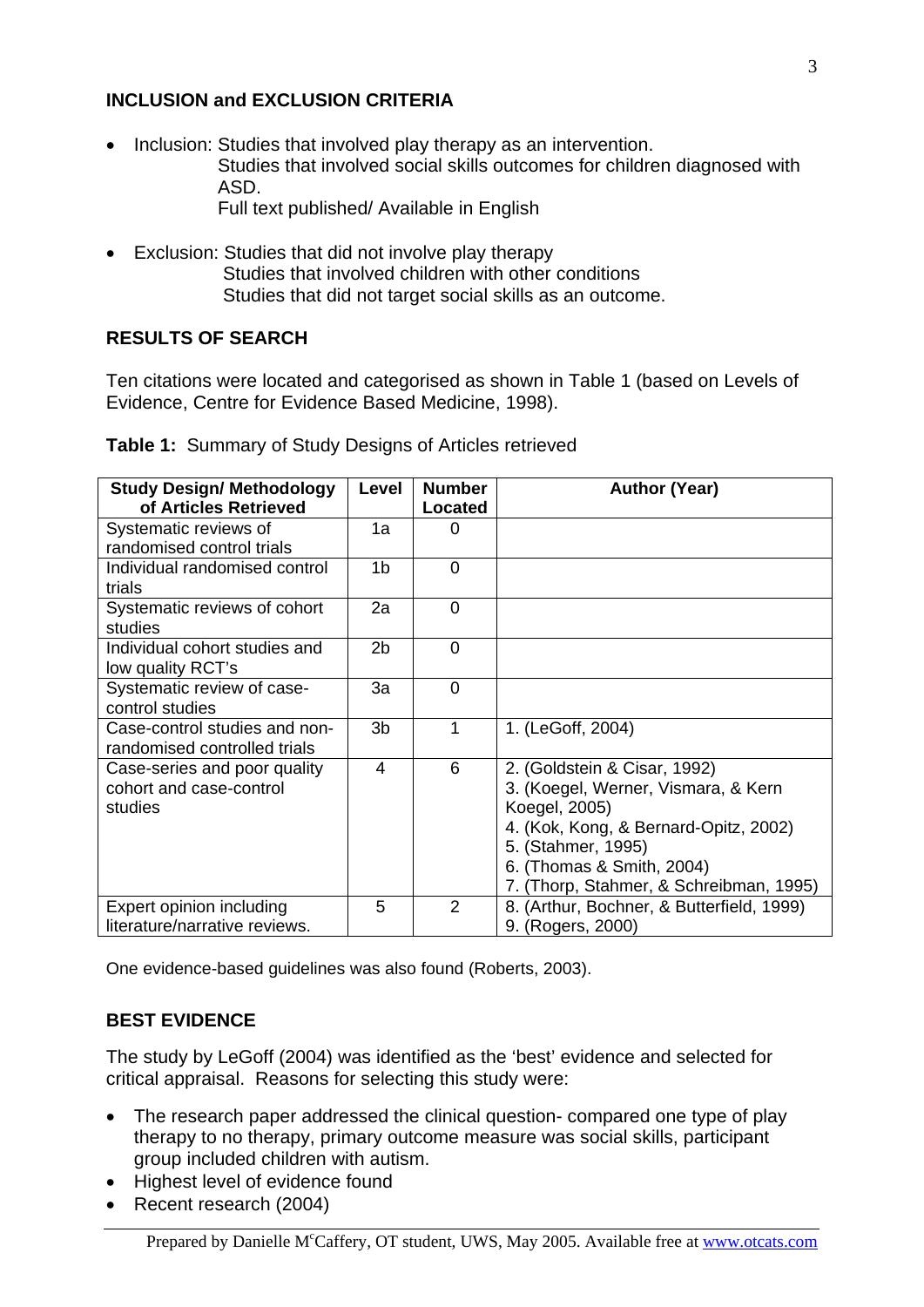## INCLUSION and EXCLUSION CRITERIA

- Inclusion: Studies that involved play therapy as an intervention.
  Studies that involved social skills outcomes for children diagnosed with ASD.
  Full text published/ Available in English
- Exclusion: Studies that did not involve play therapy
  Studies that involved children with other conditions
  Studies that did not target social skills as an outcome.

## RESULTS OF SEARCH

Ten citations were located and categorised as shown in Table 1 (based on Levels of Evidence, Centre for Evidence Based Medicine, 1998).

**Table 1:** Summary of Study Designs of Articles retrieved

| Study Design/ Methodology of Articles Retrieved | Level | Number Located | Author (Year) |
|---|---|---|---|
| Systematic reviews of randomised control trials | 1a | 0 | |
| Individual randomised control trials | 1b | 0 | |
| Systematic reviews of cohort studies | 2a | 0 | |
| Individual cohort studies and low quality RCT's | 2b | 0 | |
| Systematic review of case-control studies | 3a | 0 | |
| Case-control studies and non-randomised controlled trials | 3b | 1 | 1. (LeGoff, 2004) |
| Case-series and poor quality cohort and case-control studies | 4 | 6 | 2. (Goldstein & Cisar, 1992)<br>3. (Koegel, Werner, Vismara, & Kern Koegel, 2005)<br>4. (Kok, Kong, & Bernard-Opitz, 2002)<br>5. (Stahmer, 1995)<br>6. (Thomas & Smith, 2004)<br>7. (Thorp, Stahmer, & Schreibman, 1995) |
| Expert opinion including literature/narrative reviews. | 5 | 2 | 8. (Arthur, Bochner, & Butterfield, 1999)<br>9. (Rogers, 2000) |

One evidence-based guidelines was also found (Roberts, 2003).

## BEST EVIDENCE

The study by LeGoff (2004) was identified as the 'best' evidence and selected for critical appraisal. Reasons for selecting this study were:

- The research paper addressed the clinical question- compared one type of play therapy to no therapy, primary outcome measure was social skills, participant group included children with autism.
- Highest level of evidence found
- Recent research (2004)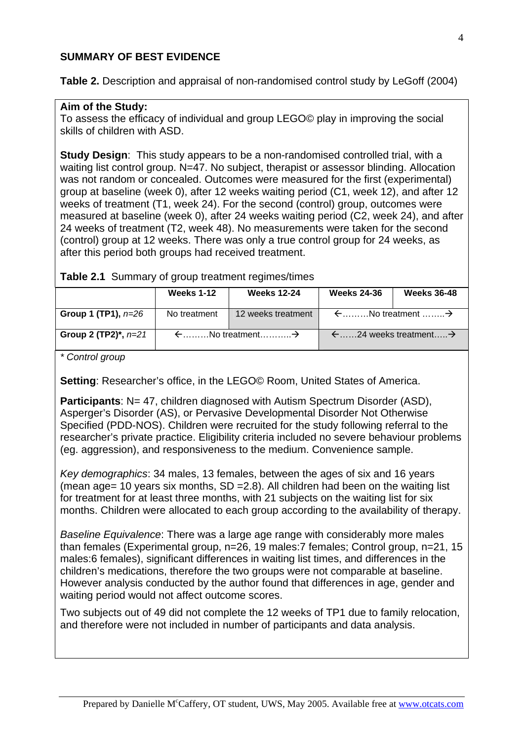## SUMMARY OF BEST EVIDENCE

**Table 2.** Description and appraisal of non-randomised control study by LeGoff (2004)

**Aim of the Study:**
To assess the efficacy of individual and group LEGO© play in improving the social skills of children with ASD.

**Study Design**: This study appears to be a non-randomised controlled trial, with a waiting list control group. N=47. No subject, therapist or assessor blinding. Allocation was not random or concealed. Outcomes were measured for the first (experimental) group at baseline (week 0), after 12 weeks waiting period (C1, week 12), and after 12 weeks of treatment (T1, week 24). For the second (control) group, outcomes were measured at baseline (week 0), after 24 weeks waiting period (C2, week 24), and after 24 weeks of treatment (T2, week 48). No measurements were taken for the second (control) group at 12 weeks. There was only a true control group for 24 weeks, as after this period both groups had received treatment.

**Table 2.1** Summary of group treatment regimes/times

| | **Weeks 1-12** | **Weeks 12-24** | **Weeks 24-36** | **Weeks 36-48** |
|---|---|---|---|---|
| **Group 1 (TP1),** *n=26* | No treatment | 12 weeks treatment | ←………No treatment ……..→ | |
| **Group 2 (TP2)\*,** *n=21* | ←………No treatment………..→ | | ←……24 weeks treatment…..→ | |

*\* Control group*

**Setting**: Researcher's office, in the LEGO© Room, United States of America.

**Participants**: N= 47, children diagnosed with Autism Spectrum Disorder (ASD), Asperger's Disorder (AS), or Pervasive Developmental Disorder Not Otherwise Specified (PDD-NOS). Children were recruited for the study following referral to the researcher's private practice. Eligibility criteria included no severe behaviour problems (eg. aggression), and responsiveness to the medium. Convenience sample.

*Key demographics*: 34 males, 13 females, between the ages of six and 16 years (mean age= 10 years six months, SD =2.8). All children had been on the waiting list for treatment for at least three months, with 21 subjects on the waiting list for six months. Children were allocated to each group according to the availability of therapy.

*Baseline Equivalence*: There was a large age range with considerably more males than females (Experimental group, n=26, 19 males:7 females; Control group, n=21, 15 males:6 females), significant differences in waiting list times, and differences in the children's medications, therefore the two groups were not comparable at baseline. However analysis conducted by the author found that differences in age, gender and waiting period would not affect outcome scores.

Two subjects out of 49 did not complete the 12 weeks of TP1 due to family relocation, and therefore were not included in number of participants and data analysis.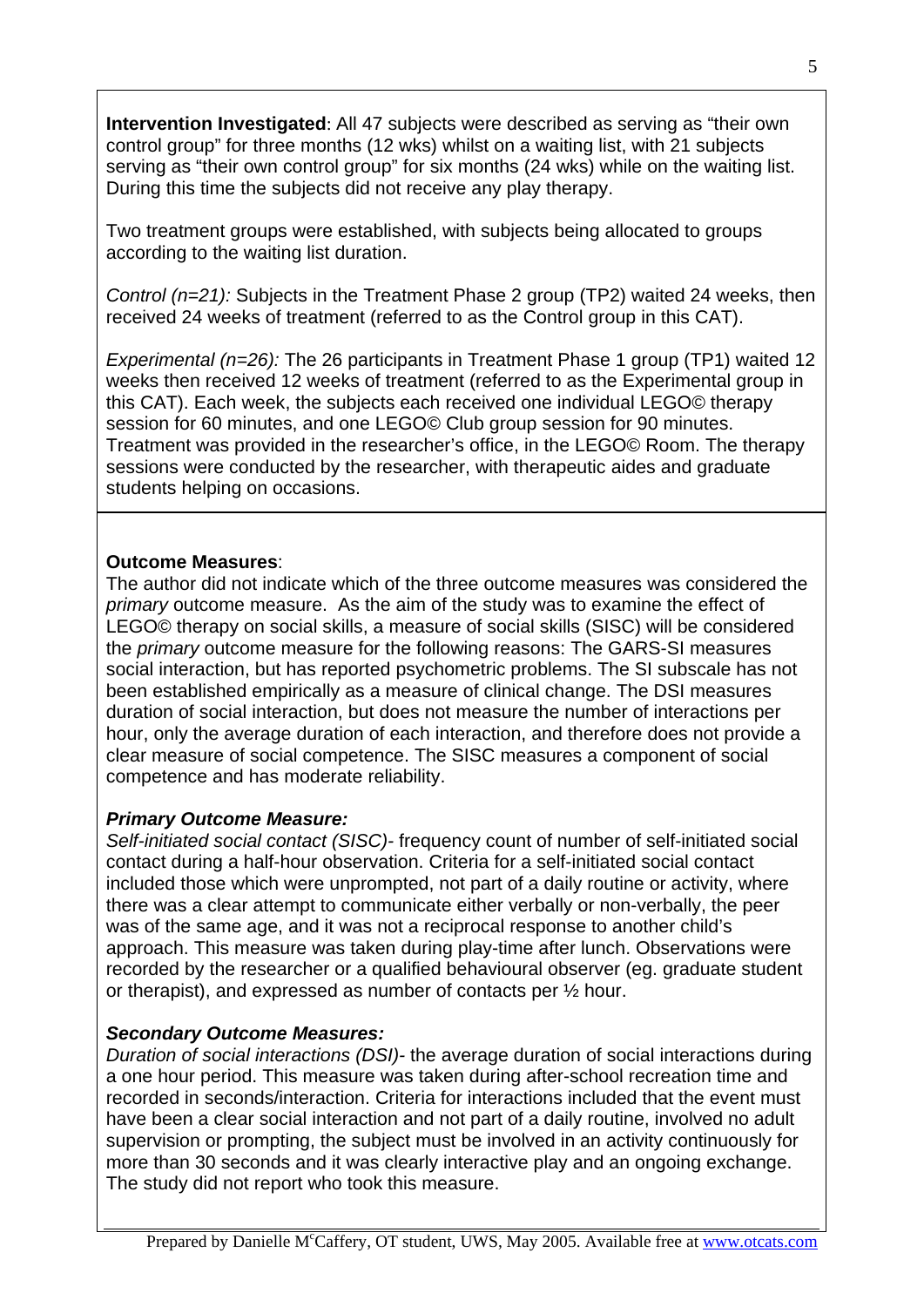**Intervention Investigated**: All 47 subjects were described as serving as "their own control group" for three months (12 wks) whilst on a waiting list, with 21 subjects serving as "their own control group" for six months (24 wks) while on the waiting list. During this time the subjects did not receive any play therapy.

Two treatment groups were established, with subjects being allocated to groups according to the waiting list duration.

*Control (n=21):* Subjects in the Treatment Phase 2 group (TP2) waited 24 weeks, then received 24 weeks of treatment (referred to as the Control group in this CAT).

*Experimental (n=26):* The 26 participants in Treatment Phase 1 group (TP1) waited 12 weeks then received 12 weeks of treatment (referred to as the Experimental group in this CAT). Each week, the subjects each received one individual LEGO© therapy session for 60 minutes, and one LEGO© Club group session for 90 minutes. Treatment was provided in the researcher's office, in the LEGO© Room. The therapy sessions were conducted by the researcher, with therapeutic aides and graduate students helping on occasions.

**Outcome Measures**:

The author did not indicate which of the three outcome measures was considered the *primary* outcome measure. As the aim of the study was to examine the effect of LEGO© therapy on social skills, a measure of social skills (SISC) will be considered the *primary* outcome measure for the following reasons: The GARS-SI measures social interaction, but has reported psychometric problems. The SI subscale has not been established empirically as a measure of clinical change. The DSI measures duration of social interaction, but does not measure the number of interactions per hour, only the average duration of each interaction, and therefore does not provide a clear measure of social competence. The SISC measures a component of social competence and has moderate reliability.

***Primary Outcome Measure:***

*Self-initiated social contact (SISC)*- frequency count of number of self-initiated social contact during a half-hour observation. Criteria for a self-initiated social contact included those which were unprompted, not part of a daily routine or activity, where there was a clear attempt to communicate either verbally or non-verbally, the peer was of the same age, and it was not a reciprocal response to another child's approach. This measure was taken during play-time after lunch. Observations were recorded by the researcher or a qualified behavioural observer (eg. graduate student or therapist), and expressed as number of contacts per ½ hour.

***Secondary Outcome Measures:***

*Duration of social interactions (DSI)*- the average duration of social interactions during a one hour period. This measure was taken during after-school recreation time and recorded in seconds/interaction. Criteria for interactions included that the event must have been a clear social interaction and not part of a daily routine, involved no adult supervision or prompting, the subject must be involved in an activity continuously for more than 30 seconds and it was clearly interactive play and an ongoing exchange. The study did not report who took this measure.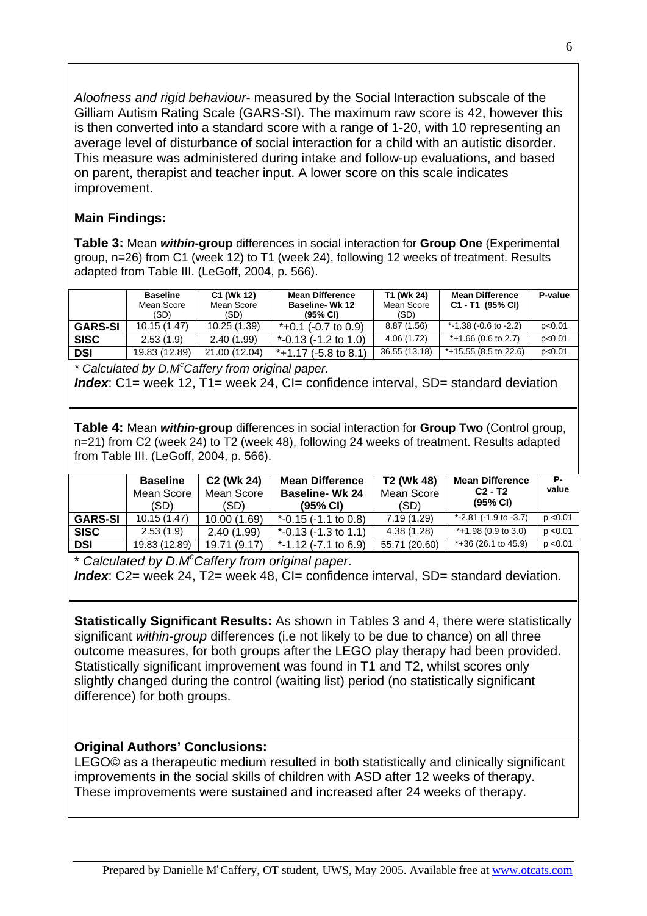*Aloofness and rigid behaviour-* measured by the Social Interaction subscale of the Gilliam Autism Rating Scale (GARS-SI). The maximum raw score is 42, however this is then converted into a standard score with a range of 1-20, with 10 representing an average level of disturbance of social interaction for a child with an autistic disorder. This measure was administered during intake and follow-up evaluations, and based on parent, therapist and teacher input. A lower score on this scale indicates improvement.

### Main Findings:

**Table 3:** Mean ***within*-group** differences in social interaction for **Group One** (Experimental group, n=26) from C1 (week 12) to T1 (week 24), following 12 weeks of treatment. Results adapted from Table III. (LeGoff, 2004, p. 566).

| | **Baseline** Mean Score (SD) | **C1 (Wk 12)** Mean Score (SD) | **Mean Difference Baseline- Wk 12 (95% CI)** | **T1 (Wk 24)** Mean Score (SD) | **Mean Difference C1 - T1 (95% CI)** | **P-value** |
|---|---|---|---|---|---|---|
| **GARS-SI** | 10.15 (1.47) | 10.25 (1.39) | *+0.1 (-0.7 to 0.9) | 8.87 (1.56) | *-1.38 (-0.6 to -2.2) | p<0.01 |
| **SISC** | 2.53 (1.9) | 2.40 (1.99) | *-0.13 (-1.2 to 1.0) | 4.06 (1.72) | *+1.66 (0.6 to 2.7) | p<0.01 |
| **DSI** | 19.83 (12.89) | 21.00 (12.04) | *+1.17 (-5.8 to 8.1) | 36.55 (13.18) | *+15.55 (8.5 to 22.6) | p<0.01 |

*\* Calculated by D.McCaffery from original paper.*

***Index***: C1= week 12, T1= week 24, CI= confidence interval, SD= standard deviation

**Table 4:** Mean ***within*-group** differences in social interaction for **Group Two** (Control group, n=21) from C2 (week 24) to T2 (week 48), following 24 weeks of treatment. Results adapted from Table III. (LeGoff, 2004, p. 566).

| | **Baseline** Mean Score (SD) | **C2 (Wk 24)** Mean Score (SD) | **Mean Difference Baseline- Wk 24 (95% CI)** | **T2 (Wk 48)** Mean Score (SD) | **Mean Difference C2 - T2 (95% CI)** | **P-value** |
|---|---|---|---|---|---|---|
| **GARS-SI** | 10.15 (1.47) | 10.00 (1.69) | *-0.15 (-1.1 to 0.8) | 7.19 (1.29) | *-2.81 (-1.9 to -3.7) | p <0.01 |
| **SISC** | 2.53 (1.9) | 2.40 (1.99) | *-0.13 (-1.3 to 1.1) | 4.38 (1.28) | *+1.98 (0.9 to 3.0) | p <0.01 |
| **DSI** | 19.83 (12.89) | 19.71 (9.17) | *-1.12 (-7.1 to 6.9) | 55.71 (20.60) | *+36 (26.1 to 45.9) | p <0.01 |

\* *Calculated by D.McCaffery from original paper*.

***Index***: C2= week 24, T2= week 48, CI= confidence interval, SD= standard deviation.

**Statistically Significant Results:** As shown in Tables 3 and 4, there were statistically significant *within-group* differences (i.e not likely to be due to chance) on all three outcome measures, for both groups after the LEGO play therapy had been provided. Statistically significant improvement was found in T1 and T2, whilst scores only slightly changed during the control (waiting list) period (no statistically significant difference) for both groups.

**Original Authors' Conclusions:**

LEGO© as a therapeutic medium resulted in both statistically and clinically significant improvements in the social skills of children with ASD after 12 weeks of therapy. These improvements were sustained and increased after 24 weeks of therapy.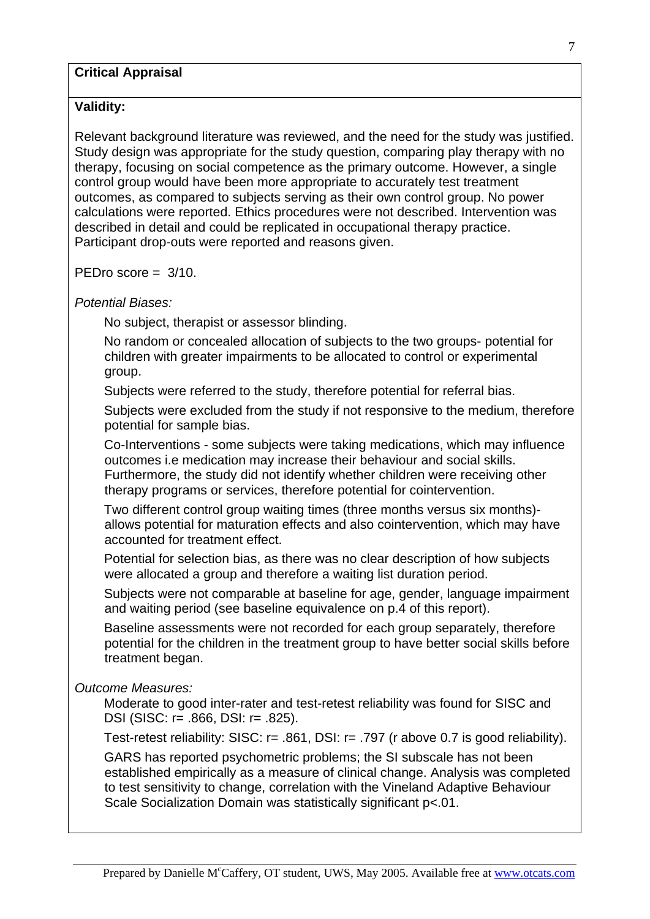## Critical Appraisal

### Validity:

Relevant background literature was reviewed, and the need for the study was justified. Study design was appropriate for the study question, comparing play therapy with no therapy, focusing on social competence as the primary outcome. However, a single control group would have been more appropriate to accurately test treatment outcomes, as compared to subjects serving as their own control group. No power calculations were reported. Ethics procedures were not described. Intervention was described in detail and could be replicated in occupational therapy practice. Participant drop-outs were reported and reasons given.

PEDro score = 3/10.

*Potential Biases:*

- No subject, therapist or assessor blinding.
- No random or concealed allocation of subjects to the two groups- potential for children with greater impairments to be allocated to control or experimental group.
- Subjects were referred to the study, therefore potential for referral bias.
- Subjects were excluded from the study if not responsive to the medium, therefore potential for sample bias.
- Co-Interventions - some subjects were taking medications, which may influence outcomes i.e medication may increase their behaviour and social skills. Furthermore, the study did not identify whether children were receiving other therapy programs or services, therefore potential for cointervention.
- Two different control group waiting times (three months versus six months)- allows potential for maturation effects and also cointervention, which may have accounted for treatment effect.
- Potential for selection bias, as there was no clear description of how subjects were allocated a group and therefore a waiting list duration period.
- Subjects were not comparable at baseline for age, gender, language impairment and waiting period (see baseline equivalence on p.4 of this report).
- Baseline assessments were not recorded for each group separately, therefore potential for the children in the treatment group to have better social skills before treatment began.

*Outcome Measures:*

- Moderate to good inter-rater and test-retest reliability was found for SISC and DSI (SISC: r= .866, DSI: r= .825).
- Test-retest reliability: SISC: r= .861, DSI: r= .797 (r above 0.7 is good reliability).
- GARS has reported psychometric problems; the SI subscale has not been established empirically as a measure of clinical change. Analysis was completed to test sensitivity to change, correlation with the Vineland Adaptive Behaviour Scale Socialization Domain was statistically significant p<.01.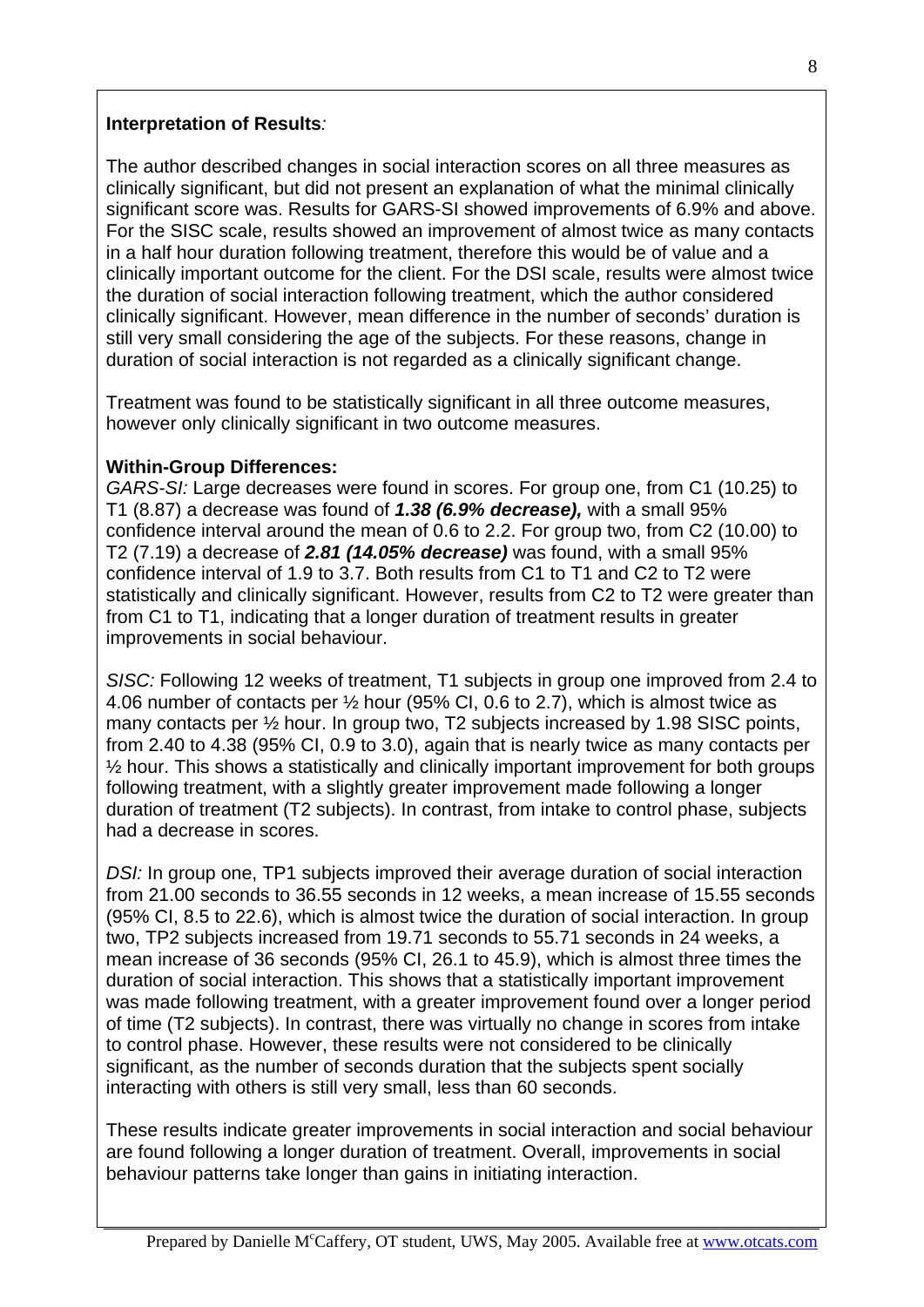**Interpretation of Results***:*

The author described changes in social interaction scores on all three measures as clinically significant, but did not present an explanation of what the minimal clinically significant score was. Results for GARS-SI showed improvements of 6.9% and above. For the SISC scale, results showed an improvement of almost twice as many contacts in a half hour duration following treatment, therefore this would be of value and a clinically important outcome for the client. For the DSI scale, results were almost twice the duration of social interaction following treatment, which the author considered clinically significant. However, mean difference in the number of seconds' duration is still very small considering the age of the subjects. For these reasons, change in duration of social interaction is not regarded as a clinically significant change.

Treatment was found to be statistically significant in all three outcome measures, however only clinically significant in two outcome measures.

**Within-Group Differences:**

*GARS-SI:* Large decreases were found in scores. For group one, from C1 (10.25) to T1 (8.87) a decrease was found of ***1.38 (6.9% decrease),*** with a small 95% confidence interval around the mean of 0.6 to 2.2. For group two, from C2 (10.00) to T2 (7.19) a decrease of ***2.81 (14.05% decrease)*** was found, with a small 95% confidence interval of 1.9 to 3.7. Both results from C1 to T1 and C2 to T2 were statistically and clinically significant. However, results from C2 to T2 were greater than from C1 to T1, indicating that a longer duration of treatment results in greater improvements in social behaviour.

*SISC:* Following 12 weeks of treatment, T1 subjects in group one improved from 2.4 to 4.06 number of contacts per ½ hour (95% CI, 0.6 to 2.7), which is almost twice as many contacts per ½ hour. In group two, T2 subjects increased by 1.98 SISC points, from 2.40 to 4.38 (95% CI, 0.9 to 3.0), again that is nearly twice as many contacts per ½ hour. This shows a statistically and clinically important improvement for both groups following treatment, with a slightly greater improvement made following a longer duration of treatment (T2 subjects). In contrast, from intake to control phase, subjects had a decrease in scores.

*DSI:* In group one, TP1 subjects improved their average duration of social interaction from 21.00 seconds to 36.55 seconds in 12 weeks, a mean increase of 15.55 seconds (95% CI, 8.5 to 22.6), which is almost twice the duration of social interaction. In group two, TP2 subjects increased from 19.71 seconds to 55.71 seconds in 24 weeks, a mean increase of 36 seconds (95% CI, 26.1 to 45.9), which is almost three times the duration of social interaction. This shows that a statistically important improvement was made following treatment, with a greater improvement found over a longer period of time (T2 subjects). In contrast, there was virtually no change in scores from intake to control phase. However, these results were not considered to be clinically significant, as the number of seconds duration that the subjects spent socially interacting with others is still very small, less than 60 seconds.

These results indicate greater improvements in social interaction and social behaviour are found following a longer duration of treatment. Overall, improvements in social behaviour patterns take longer than gains in initiating interaction.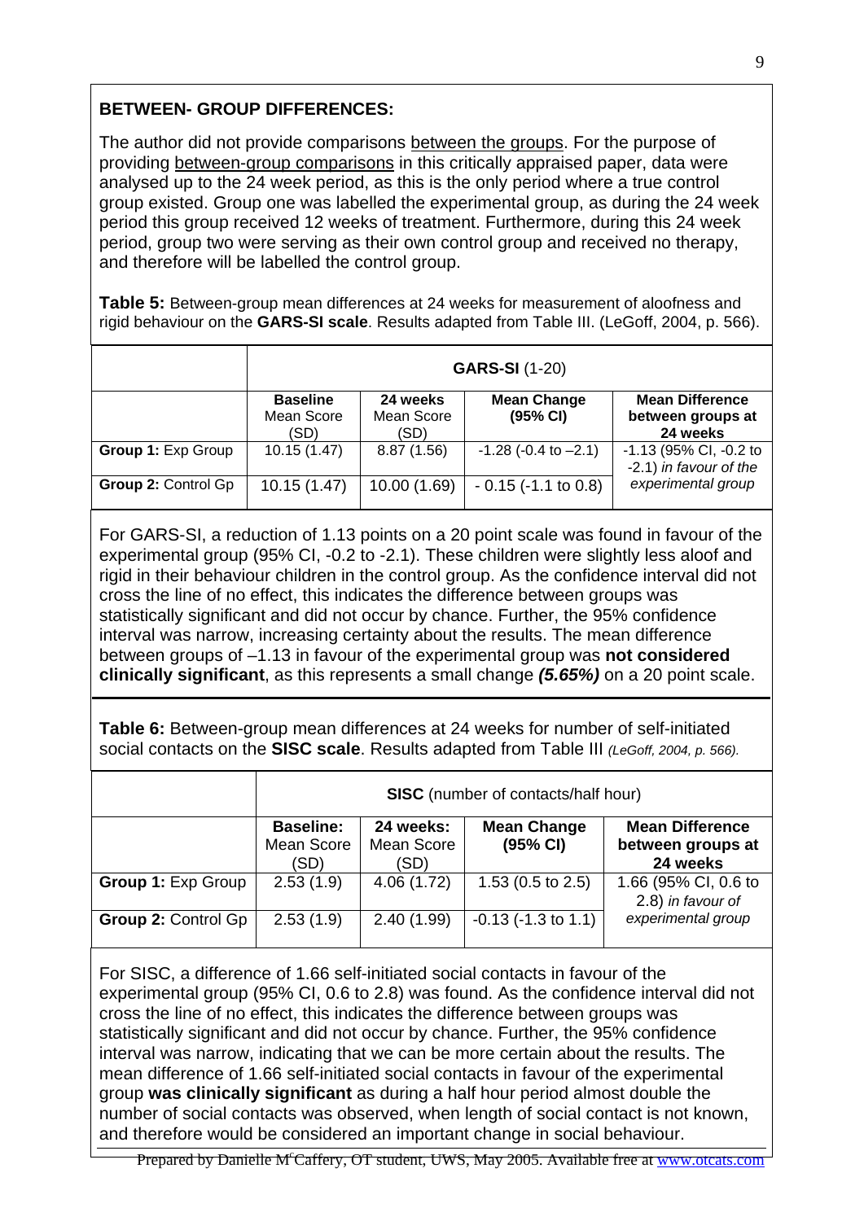**BETWEEN- GROUP DIFFERENCES:**

The author did not provide comparisons between the groups. For the purpose of providing between-group comparisons in this critically appraised paper, data were analysed up to the 24 week period, as this is the only period where a true control group existed. Group one was labelled the experimental group, as during the 24 week period this group received 12 weeks of treatment. Furthermore, during this 24 week period, group two were serving as their own control group and received no therapy, and therefore will be labelled the control group.

**Table 5:** Between-group mean differences at 24 weeks for measurement of aloofness and rigid behaviour on the **GARS-SI scale**. Results adapted from Table III. (LeGoff, 2004, p. 566).

| | **GARS-SI** (1-20) | | | |
|---|---|---|---|---|
| | **Baseline** Mean Score (SD) | **24 weeks** Mean Score (SD) | **Mean Change (95% CI)** | **Mean Difference between groups at 24 weeks** |
| **Group 1:** Exp Group | 10.15 (1.47) | 8.87 (1.56) | -1.28 (-0.4 to –2.1) | -1.13 (95% CI, -0.2 to -2.1) *in favour of the experimental group* |
| **Group 2:** Control Gp | 10.15 (1.47) | 10.00 (1.69) | - 0.15 (-1.1 to 0.8) | |

For GARS-SI, a reduction of 1.13 points on a 20 point scale was found in favour of the experimental group (95% CI, -0.2 to -2.1). These children were slightly less aloof and rigid in their behaviour children in the control group. As the confidence interval did not cross the line of no effect, this indicates the difference between groups was statistically significant and did not occur by chance. Further, the 95% confidence interval was narrow, increasing certainty about the results. The mean difference between groups of –1.13 in favour of the experimental group was **not considered clinically significant**, as this represents a small change ***(5.65%)*** on a 20 point scale.

**Table 6:** Between-group mean differences at 24 weeks for number of self-initiated social contacts on the **SISC scale**. Results adapted from Table III *(LeGoff, 2004, p. 566).*

| | **SISC** (number of contacts/half hour) | | | |
|---|---|---|---|---|
| | **Baseline:** Mean Score (SD) | **24 weeks:** Mean Score (SD) | **Mean Change (95% CI)** | **Mean Difference between groups at 24 weeks** |
| **Group 1:** Exp Group | 2.53 (1.9) | 4.06 (1.72) | 1.53 (0.5 to 2.5) | 1.66 (95% CI, 0.6 to 2.8) *in favour of experimental group* |
| **Group 2:** Control Gp | 2.53 (1.9) | 2.40 (1.99) | -0.13 (-1.3 to 1.1) | |

For SISC, a difference of 1.66 self-initiated social contacts in favour of the experimental group (95% CI, 0.6 to 2.8) was found. As the confidence interval did not cross the line of no effect, this indicates the difference between groups was statistically significant and did not occur by chance. Further, the 95% confidence interval was narrow, indicating that we can be more certain about the results. The mean difference of 1.66 self-initiated social contacts in favour of the experimental group **was clinically significant** as during a half hour period almost double the number of social contacts was observed, when length of social contact is not known, and therefore would be considered an important change in social behaviour.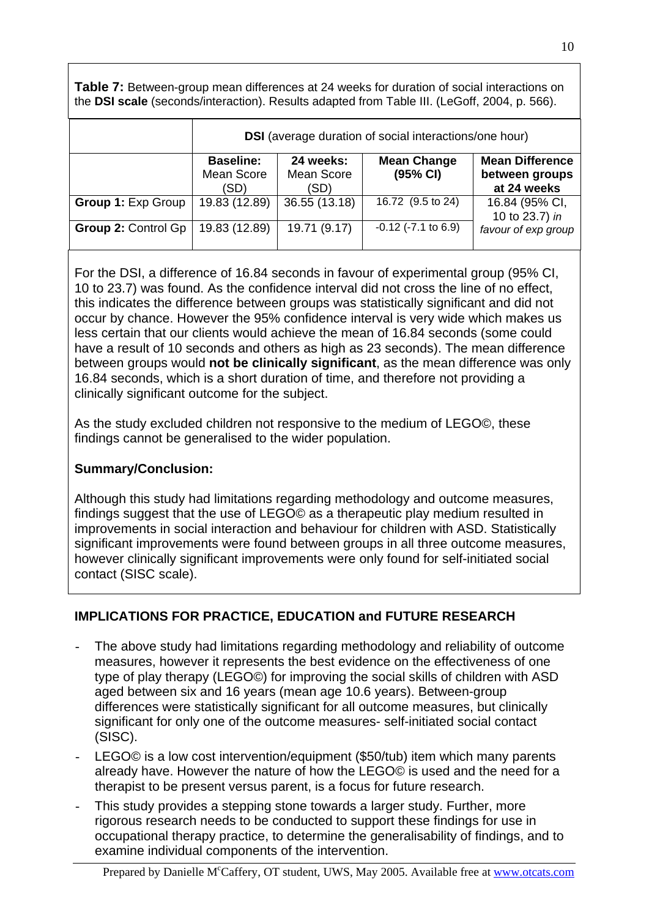**Table 7:** Between-group mean differences at 24 weeks for duration of social interactions on the **DSI scale** (seconds/interaction). Results adapted from Table III. (LeGoff, 2004, p. 566).

| | **DSI** (average duration of social interactions/one hour) | | | |
|---|---|---|---|---|
| | **Baseline:** Mean Score (SD) | **24 weeks:** Mean Score (SD) | **Mean Change (95% CI)** | **Mean Difference between groups at 24 weeks** |
| **Group 1:** Exp Group | 19.83 (12.89) | 36.55 (13.18) | 16.72 (9.5 to 24) | 16.84 (95% CI, 10 to 23.7) *in favour of exp group* |
| **Group 2:** Control Gp | 19.83 (12.89) | 19.71 (9.17) | -0.12 (-7.1 to 6.9) | |

For the DSI, a difference of 16.84 seconds in favour of experimental group (95% CI, 10 to 23.7) was found. As the confidence interval did not cross the line of no effect, this indicates the difference between groups was statistically significant and did not occur by chance. However the 95% confidence interval is very wide which makes us less certain that our clients would achieve the mean of 16.84 seconds (some could have a result of 10 seconds and others as high as 23 seconds). The mean difference between groups would **not be clinically significant**, as the mean difference was only 16.84 seconds, which is a short duration of time, and therefore not providing a clinically significant outcome for the subject.

As the study excluded children not responsive to the medium of LEGO©, these findings cannot be generalised to the wider population.

**Summary/Conclusion:**

Although this study had limitations regarding methodology and outcome measures, findings suggest that the use of LEGO© as a therapeutic play medium resulted in improvements in social interaction and behaviour for children with ASD. Statistically significant improvements were found between groups in all three outcome measures, however clinically significant improvements were only found for self-initiated social contact (SISC scale).

## IMPLICATIONS FOR PRACTICE, EDUCATION and FUTURE RESEARCH

- The above study had limitations regarding methodology and reliability of outcome measures, however it represents the best evidence on the effectiveness of one type of play therapy (LEGO©) for improving the social skills of children with ASD aged between six and 16 years (mean age 10.6 years). Between-group differences were statistically significant for all outcome measures, but clinically significant for only one of the outcome measures- self-initiated social contact (SISC).
- LEGO© is a low cost intervention/equipment ($50/tub) item which many parents already have. However the nature of how the LEGO© is used and the need for a therapist to be present versus parent, is a focus for future research.
- This study provides a stepping stone towards a larger study. Further, more rigorous research needs to be conducted to support these findings for use in occupational therapy practice, to determine the generalisability of findings, and to examine individual components of the intervention.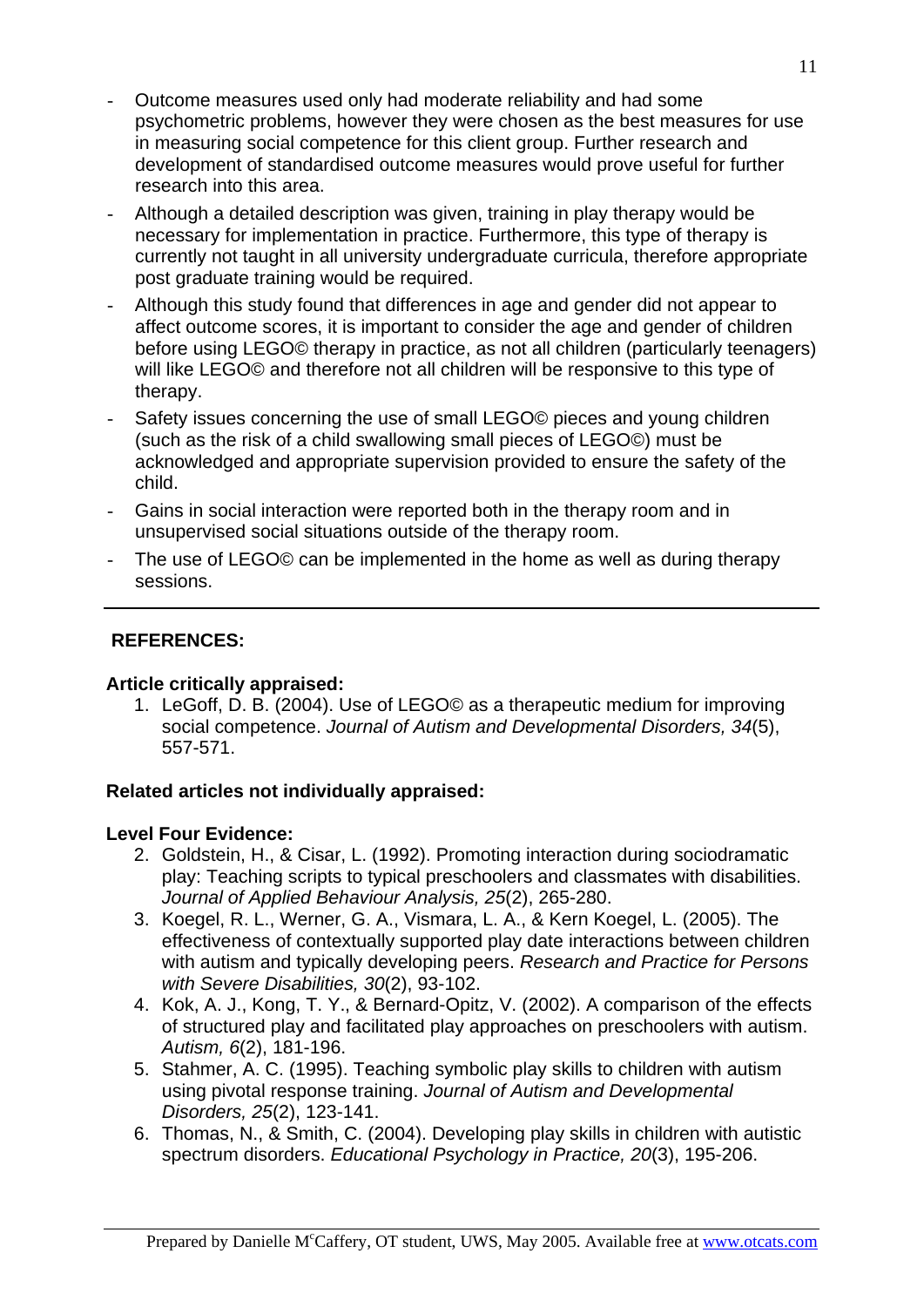- Outcome measures used only had moderate reliability and had some psychometric problems, however they were chosen as the best measures for use in measuring social competence for this client group. Further research and development of standardised outcome measures would prove useful for further research into this area.
- Although a detailed description was given, training in play therapy would be necessary for implementation in practice. Furthermore, this type of therapy is currently not taught in all university undergraduate curricula, therefore appropriate post graduate training would be required.
- Although this study found that differences in age and gender did not appear to affect outcome scores, it is important to consider the age and gender of children before using LEGO© therapy in practice, as not all children (particularly teenagers) will like LEGO© and therefore not all children will be responsive to this type of therapy.
- Safety issues concerning the use of small LEGO© pieces and young children (such as the risk of a child swallowing small pieces of LEGO©) must be acknowledged and appropriate supervision provided to ensure the safety of the child.
- Gains in social interaction were reported both in the therapy room and in unsupervised social situations outside of the therapy room.
- The use of LEGO© can be implemented in the home as well as during therapy sessions.

---

## REFERENCES:

### Article critically appraised:

1. LeGoff, D. B. (2004). Use of LEGO© as a therapeutic medium for improving social competence. *Journal of Autism and Developmental Disorders, 34*(5), 557-571.

### Related articles not individually appraised:

### Level Four Evidence:

2. Goldstein, H., & Cisar, L. (1992). Promoting interaction during sociodramatic play: Teaching scripts to typical preschoolers and classmates with disabilities. *Journal of Applied Behaviour Analysis, 25*(2), 265-280.
3. Koegel, R. L., Werner, G. A., Vismara, L. A., & Kern Koegel, L. (2005). The effectiveness of contextually supported play date interactions between children with autism and typically developing peers. *Research and Practice for Persons with Severe Disabilities, 30*(2), 93-102.
4. Kok, A. J., Kong, T. Y., & Bernard-Opitz, V. (2002). A comparison of the effects of structured play and facilitated play approaches on preschoolers with autism. *Autism, 6*(2), 181-196.
5. Stahmer, A. C. (1995). Teaching symbolic play skills to children with autism using pivotal response training. *Journal of Autism and Developmental Disorders, 25*(2), 123-141.
6. Thomas, N., & Smith, C. (2004). Developing play skills in children with autistic spectrum disorders. *Educational Psychology in Practice, 20*(3), 195-206.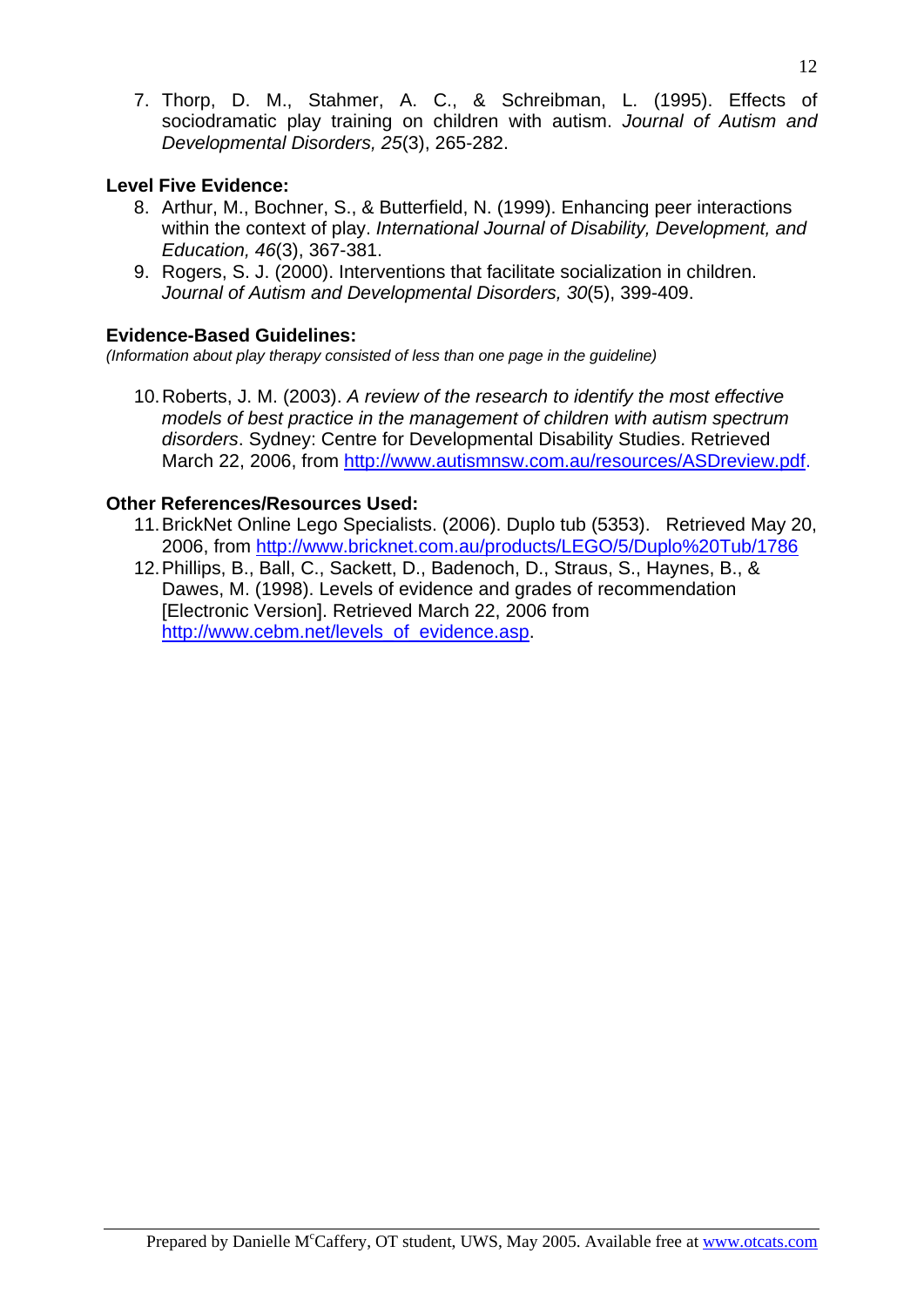7. Thorp, D. M., Stahmer, A. C., & Schreibman, L. (1995). Effects of sociodramatic play training on children with autism. *Journal of Autism and Developmental Disorders, 25*(3), 265-282.

**Level Five Evidence:**

8. Arthur, M., Bochner, S., & Butterfield, N. (1999). Enhancing peer interactions within the context of play. *International Journal of Disability, Development, and Education, 46*(3), 367-381.
9. Rogers, S. J. (2000). Interventions that facilitate socialization in children. *Journal of Autism and Developmental Disorders, 30*(5), 399-409.

**Evidence-Based Guidelines:**

*(Information about play therapy consisted of less than one page in the guideline)*

10. Roberts, J. M. (2003). *A review of the research to identify the most effective models of best practice in the management of children with autism spectrum disorders*. Sydney: Centre for Developmental Disability Studies. Retrieved March 22, 2006, from http://www.autismnsw.com.au/resources/ASDreview.pdf.

**Other References/Resources Used:**

11. BrickNet Online Lego Specialists. (2006). Duplo tub (5353). Retrieved May 20, 2006, from http://www.bricknet.com.au/products/LEGO/5/Duplo%20Tub/1786
12. Phillips, B., Ball, C., Sackett, D., Badenoch, D., Straus, S., Haynes, B., & Dawes, M. (1998). Levels of evidence and grades of recommendation [Electronic Version]. Retrieved March 22, 2006 from http://www.cebm.net/levels_of_evidence.asp.